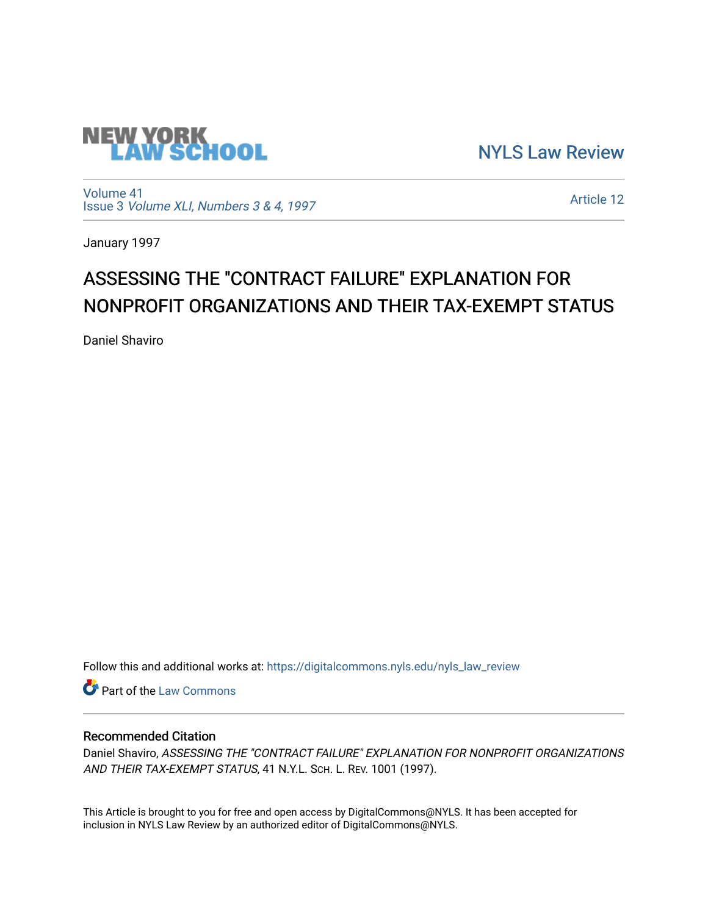NEW YORK LAW SCHOOL

NYLS Law Review

Volume 41
Issue 3 *Volume XLI, Numbers 3 & 4, 1997*

Article 12

January 1997

# ASSESSING THE "CONTRACT FAILURE" EXPLANATION FOR NONPROFIT ORGANIZATIONS AND THEIR TAX-EXEMPT STATUS

Daniel Shaviro

Follow this and additional works at: https://digitalcommons.nyls.edu/nyls_law_review

Part of the Law Commons

## Recommended Citation

Daniel Shaviro, *ASSESSING THE "CONTRACT FAILURE" EXPLANATION FOR NONPROFIT ORGANIZATIONS AND THEIR TAX-EXEMPT STATUS*, 41 N.Y.L. Sch. L. Rev. 1001 (1997).

This Article is brought to you for free and open access by DigitalCommons@NYLS. It has been accepted for inclusion in NYLS Law Review by an authorized editor of DigitalCommons@NYLS.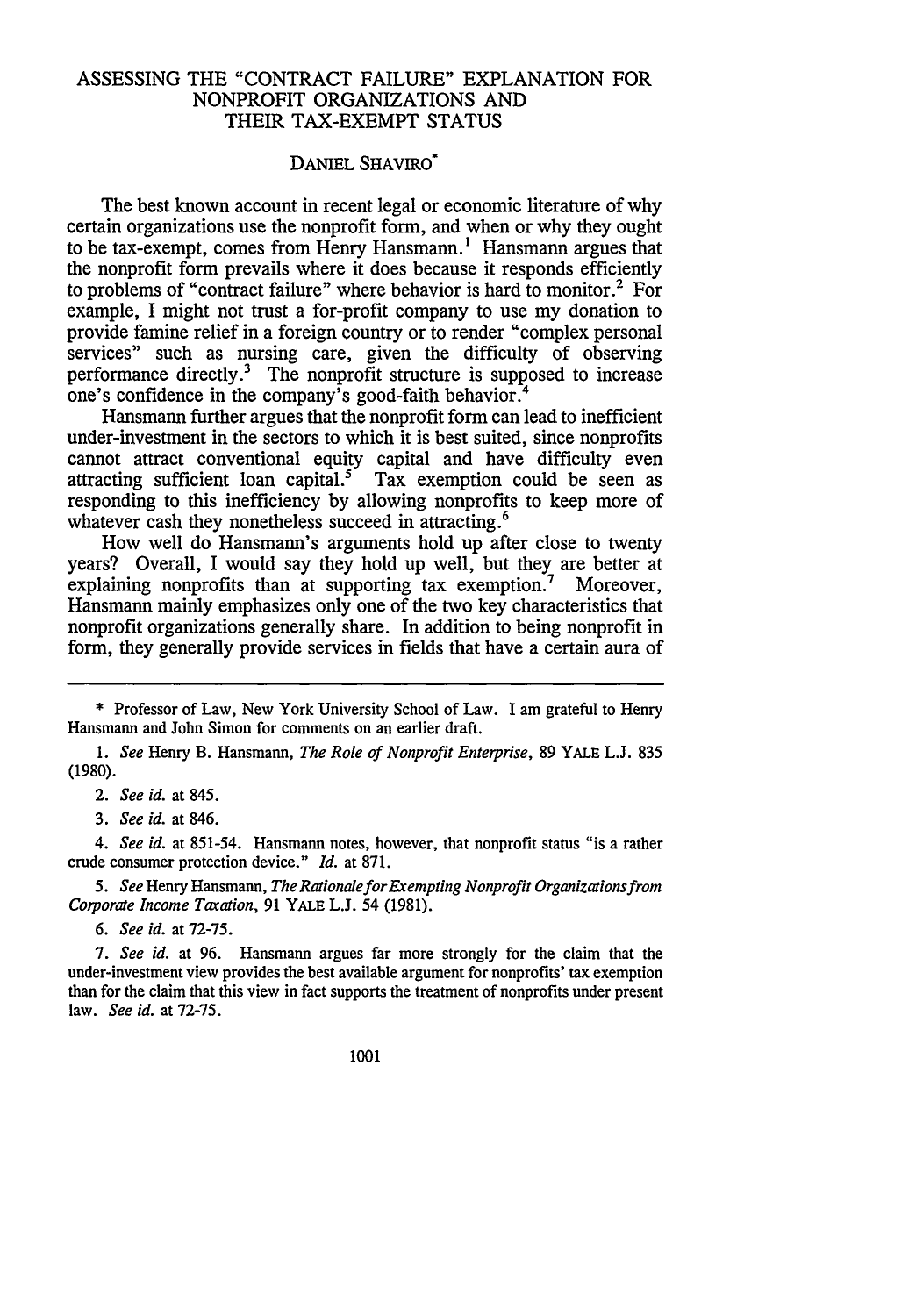# ASSESSING THE "CONTRACT FAILURE" EXPLANATION FOR NONPROFIT ORGANIZATIONS AND THEIR TAX-EXEMPT STATUS

DANIEL SHAVIRO*

The best known account in recent legal or economic literature of why certain organizations use the nonprofit form, and when or why they ought to be tax-exempt, comes from Henry Hansmann.[1] Hansmann argues that the nonprofit form prevails where it does because it responds efficiently to problems of "contract failure" where behavior is hard to monitor.[2] For example, I might not trust a for-profit company to use my donation to provide famine relief in a foreign country or to render "complex personal services" such as nursing care, given the difficulty of observing performance directly.[3] The nonprofit structure is supposed to increase one's confidence in the company's good-faith behavior.[4]

Hansmann further argues that the nonprofit form can lead to inefficient under-investment in the sectors to which it is best suited, since nonprofits cannot attract conventional equity capital and have difficulty even attracting sufficient loan capital.[5] Tax exemption could be seen as responding to this inefficiency by allowing nonprofits to keep more of whatever cash they nonetheless succeed in attracting.[6]

How well do Hansmann's arguments hold up after close to twenty years? Overall, I would say they hold up well, but they are better at explaining nonprofits than at supporting tax exemption.[7] Moreover, Hansmann mainly emphasizes only one of the two key characteristics that nonprofit organizations generally share. In addition to being nonprofit in form, they generally provide services in fields that have a certain aura of

---

\* Professor of Law, New York University School of Law. I am grateful to Henry Hansmann and John Simon for comments on an earlier draft.

1. *See* Henry B. Hansmann, *The Role of Nonprofit Enterprise*, 89 YALE L.J. 835 (1980).

2. *See id.* at 845.

3. *See id.* at 846.

4. *See id.* at 851-54. Hansmann notes, however, that nonprofit status "is a rather crude consumer protection device." *Id.* at 871.

5. *See* Henry Hansmann, *The Rationale for Exempting Nonprofit Organizations from Corporate Income Taxation*, 91 YALE L.J. 54 (1981).

6. *See id.* at 72-75.

7. *See id.* at 96. Hansmann argues far more strongly for the claim that the under-investment view provides the best available argument for nonprofits' tax exemption than for the claim that this view in fact supports the treatment of nonprofits under present law. *See id.* at 72-75.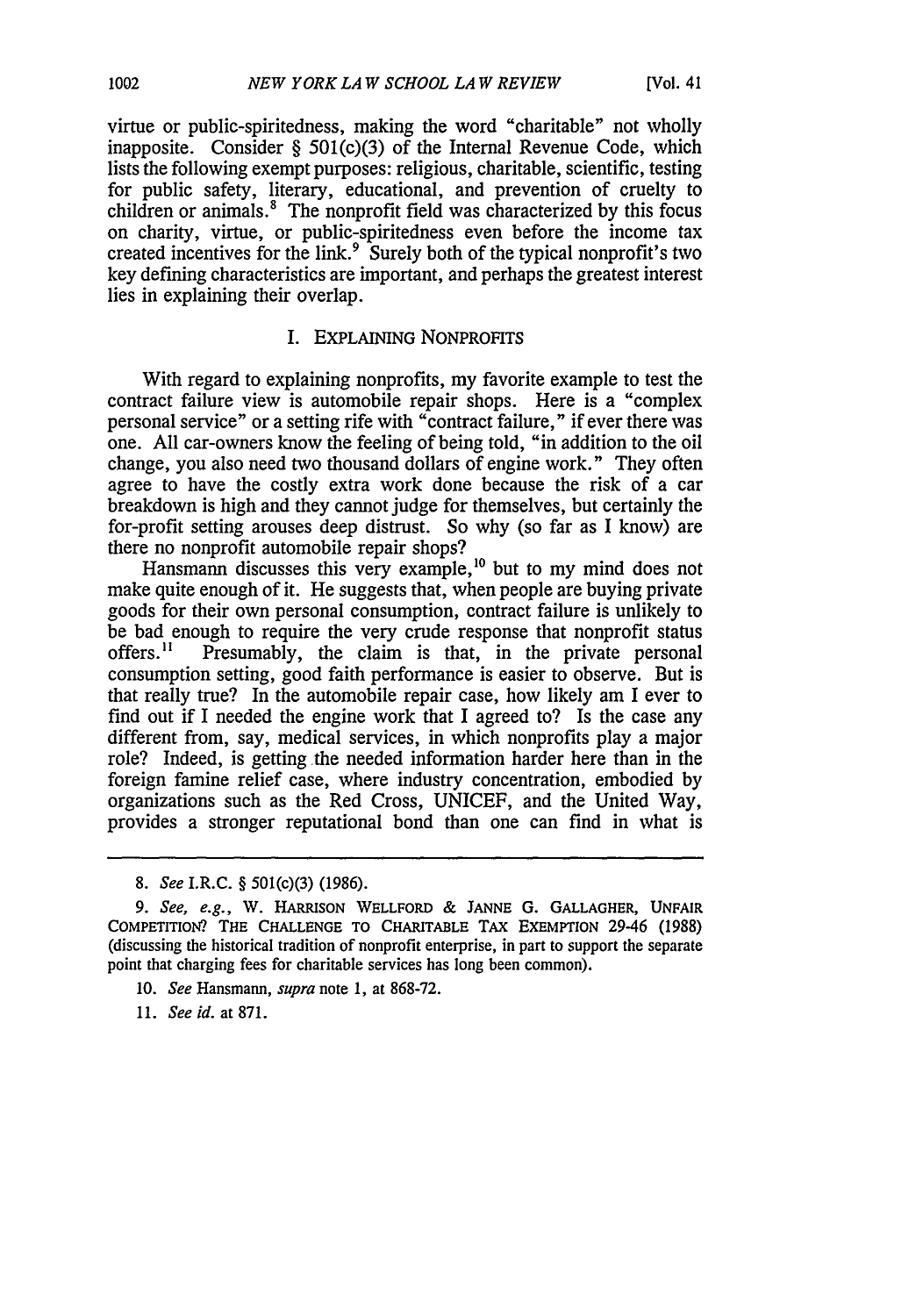virtue or public-spiritedness, making the word "charitable" not wholly inapposite. Consider § 501(c)(3) of the Internal Revenue Code, which lists the following exempt purposes: religious, charitable, scientific, testing for public safety, literary, educational, and prevention of cruelty to children or animals.[8] The nonprofit field was characterized by this focus on charity, virtue, or public-spiritedness even before the income tax created incentives for the link.[9] Surely both of the typical nonprofit's two key defining characteristics are important, and perhaps the greatest interest lies in explaining their overlap.

## I. EXPLAINING NONPROFITS

With regard to explaining nonprofits, my favorite example to test the contract failure view is automobile repair shops. Here is a "complex personal service" or a setting rife with "contract failure," if ever there was one. All car-owners know the feeling of being told, "in addition to the oil change, you also need two thousand dollars of engine work." They often agree to have the costly extra work done because the risk of a car breakdown is high and they cannot judge for themselves, but certainly the for-profit setting arouses deep distrust. So why (so far as I know) are there no nonprofit automobile repair shops?

Hansmann discusses this very example,[10] but to my mind does not make quite enough of it. He suggests that, when people are buying private goods for their own personal consumption, contract failure is unlikely to be bad enough to require the very crude response that nonprofit status offers.[11] Presumably, the claim is that, in the private personal consumption setting, good faith performance is easier to observe. But is that really true? In the automobile repair case, how likely am I ever to find out if I needed the engine work that I agreed to? Is the case any different from, say, medical services, in which nonprofits play a major role? Indeed, is getting the needed information harder here than in the foreign famine relief case, where industry concentration, embodied by organizations such as the Red Cross, UNICEF, and the United Way, provides a stronger reputational bond than one can find in what is

---

8. *See* I.R.C. § 501(c)(3) (1986).

9. *See, e.g.*, W. HARRISON WELLFORD & JANNE G. GALLAGHER, UNFAIR COMPETITION? THE CHALLENGE TO CHARITABLE TAX EXEMPTION 29-46 (1988) (discussing the historical tradition of nonprofit enterprise, in part to support the separate point that charging fees for charitable services has long been common).

10. *See* Hansmann, *supra* note 1, at 868-72.

11. *See id.* at 871.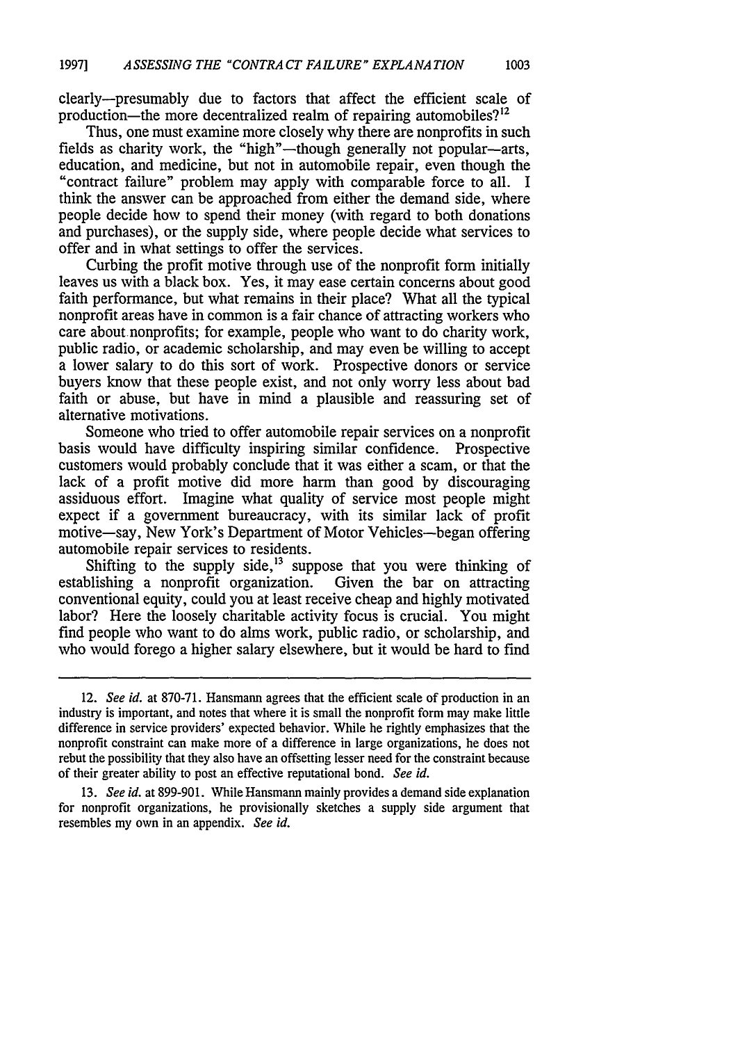clearly—presumably due to factors that affect the efficient scale of production—the more decentralized realm of repairing automobiles?[12]

Thus, one must examine more closely why there are nonprofits in such fields as charity work, the "high"—though generally not popular—arts, education, and medicine, but not in automobile repair, even though the "contract failure" problem may apply with comparable force to all. I think the answer can be approached from either the demand side, where people decide how to spend their money (with regard to both donations and purchases), or the supply side, where people decide what services to offer and in what settings to offer the services.

Curbing the profit motive through use of the nonprofit form initially leaves us with a black box. Yes, it may ease certain concerns about good faith performance, but what remains in their place? What all the typical nonprofit areas have in common is a fair chance of attracting workers who care about nonprofits; for example, people who want to do charity work, public radio, or academic scholarship, and may even be willing to accept a lower salary to do this sort of work. Prospective donors or service buyers know that these people exist, and not only worry less about bad faith or abuse, but have in mind a plausible and reassuring set of alternative motivations.

Someone who tried to offer automobile repair services on a nonprofit basis would have difficulty inspiring similar confidence. Prospective customers would probably conclude that it was either a scam, or that the lack of a profit motive did more harm than good by discouraging assiduous effort. Imagine what quality of service most people might expect if a government bureaucracy, with its similar lack of profit motive—say, New York's Department of Motor Vehicles—began offering automobile repair services to residents.

Shifting to the supply side,[13] suppose that you were thinking of establishing a nonprofit organization. Given the bar on attracting conventional equity, could you at least receive cheap and highly motivated labor? Here the loosely charitable activity focus is crucial. You might find people who want to do alms work, public radio, or scholarship, and who would forego a higher salary elsewhere, but it would be hard to find

---

12. *See id.* at 870-71. Hansmann agrees that the efficient scale of production in an industry is important, and notes that where it is small the nonprofit form may make little difference in service providers' expected behavior. While he rightly emphasizes that the nonprofit constraint can make more of a difference in large organizations, he does not rebut the possibility that they also have an offsetting lesser need for the constraint because of their greater ability to post an effective reputational bond. *See id.*

13. *See id.* at 899-901. While Hansmann mainly provides a demand side explanation for nonprofit organizations, he provisionally sketches a supply side argument that resembles my own in an appendix. *See id.*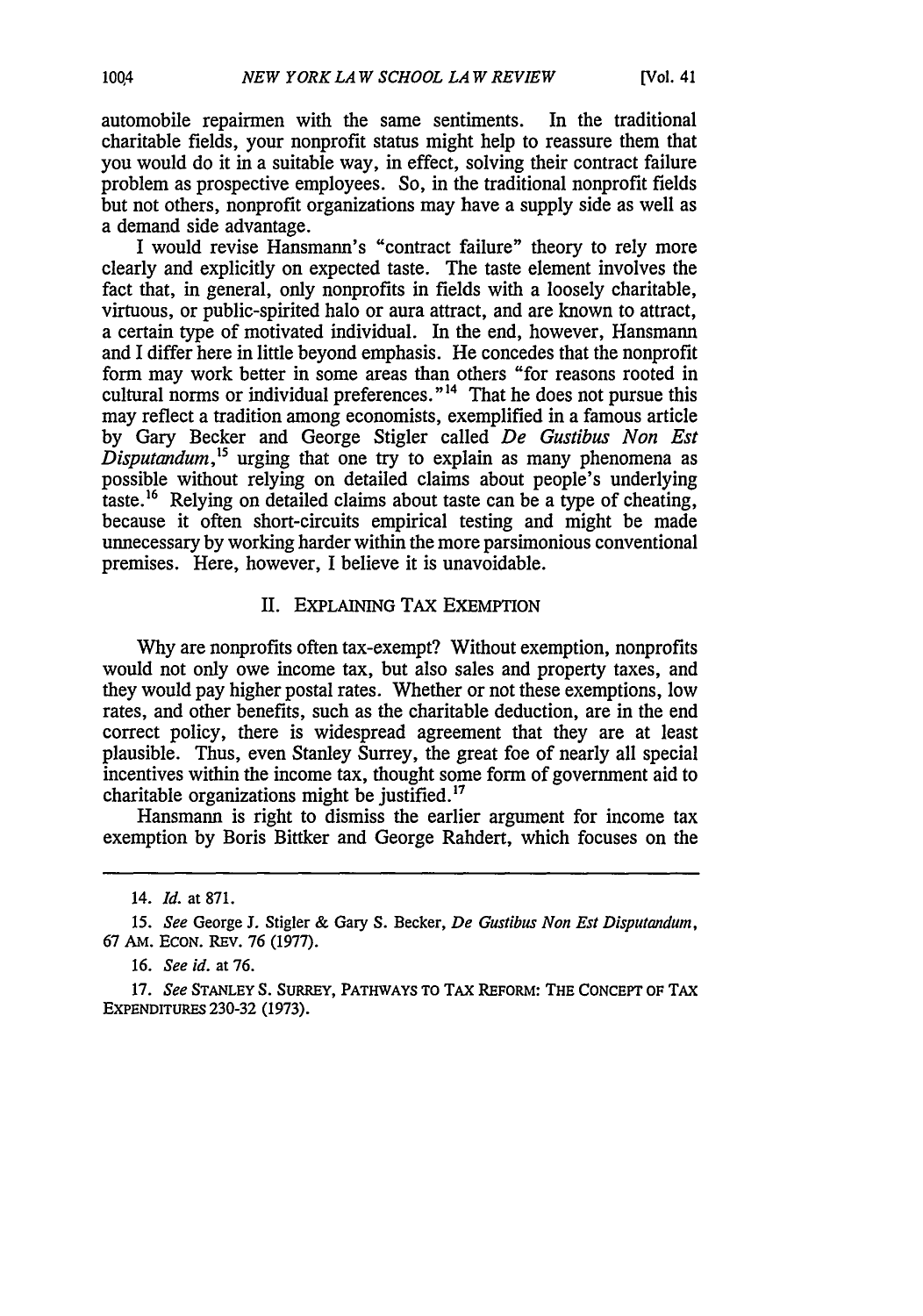automobile repairmen with the same sentiments. In the traditional charitable fields, your nonprofit status might help to reassure them that you would do it in a suitable way, in effect, solving their contract failure problem as prospective employees. So, in the traditional nonprofit fields but not others, nonprofit organizations may have a supply side as well as a demand side advantage.

I would revise Hansmann's "contract failure" theory to rely more clearly and explicitly on expected taste. The taste element involves the fact that, in general, only nonprofits in fields with a loosely charitable, virtuous, or public-spirited halo or aura attract, and are known to attract, a certain type of motivated individual. In the end, however, Hansmann and I differ here in little beyond emphasis. He concedes that the nonprofit form may work better in some areas than others "for reasons rooted in cultural norms or individual preferences."[14] That he does not pursue this may reflect a tradition among economists, exemplified in a famous article by Gary Becker and George Stigler called *De Gustibus Non Est Disputandum*,[15] urging that one try to explain as many phenomena as possible without relying on detailed claims about people's underlying taste.[16] Relying on detailed claims about taste can be a type of cheating, because it often short-circuits empirical testing and might be made unnecessary by working harder within the more parsimonious conventional premises. Here, however, I believe it is unavoidable.

## II. EXPLAINING TAX EXEMPTION

Why are nonprofits often tax-exempt? Without exemption, nonprofits would not only owe income tax, but also sales and property taxes, and they would pay higher postal rates. Whether or not these exemptions, low rates, and other benefits, such as the charitable deduction, are in the end correct policy, there is widespread agreement that they are at least plausible. Thus, even Stanley Surrey, the great foe of nearly all special incentives within the income tax, thought some form of government aid to charitable organizations might be justified.[17]

Hansmann is right to dismiss the earlier argument for income tax exemption by Boris Bittker and George Rahdert, which focuses on the

---

14. *Id.* at 871.

15. *See* George J. Stigler & Gary S. Becker, *De Gustibus Non Est Disputandum*, 67 AM. ECON. REV. 76 (1977).

16. *See id.* at 76.

17. *See* STANLEY S. SURREY, PATHWAYS TO TAX REFORM: THE CONCEPT OF TAX EXPENDITURES 230-32 (1973).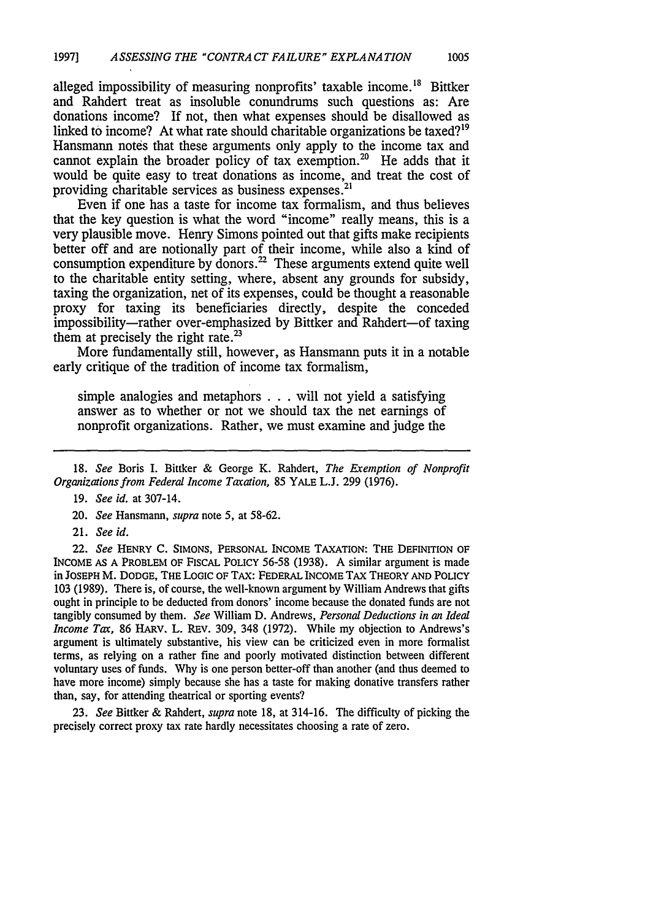alleged impossibility of measuring nonprofits' taxable income.[18] Bittker and Rahdert treat as insoluble conundrums such questions as: Are donations income? If not, then what expenses should be disallowed as linked to income? At what rate should charitable organizations be taxed?[19] Hansmann notes that these arguments only apply to the income tax and cannot explain the broader policy of tax exemption.[20] He adds that it would be quite easy to treat donations as income, and treat the cost of providing charitable services as business expenses.[21]

Even if one has a taste for income tax formalism, and thus believes that the key question is what the word "income" really means, this is a very plausible move. Henry Simons pointed out that gifts make recipients better off and are notionally part of their income, while also a kind of consumption expenditure by donors.[22] These arguments extend quite well to the charitable entity setting, where, absent any grounds for subsidy, taxing the organization, net of its expenses, could be thought a reasonable proxy for taxing its beneficiaries directly, despite the conceded impossibility—rather over-emphasized by Bittker and Rahdert—of taxing them at precisely the right rate.[23]

More fundamentally still, however, as Hansmann puts it in a notable early critique of the tradition of income tax formalism,

> simple analogies and metaphors . . . will not yield a satisfying answer as to whether or not we should tax the net earnings of nonprofit organizations. Rather, we must examine and judge the

---

18. *See* Boris I. Bittker & George K. Rahdert, *The Exemption of Nonprofit Organizations from Federal Income Taxation*, 85 YALE L.J. 299 (1976).

19. *See id.* at 307-14.

20. *See* Hansmann, *supra* note 5, at 58-62.

21. *See id.*

22. *See* HENRY C. SIMONS, PERSONAL INCOME TAXATION: THE DEFINITION OF INCOME AS A PROBLEM OF FISCAL POLICY 56-58 (1938). A similar argument is made in JOSEPH M. DODGE, THE LOGIC OF TAX: FEDERAL INCOME TAX THEORY AND POLICY 103 (1989). There is, of course, the well-known argument by William Andrews that gifts ought in principle to be deducted from donors' income because the donated funds are not tangibly consumed by them. *See* William D. Andrews, *Personal Deductions in an Ideal Income Tax*, 86 HARV. L. REV. 309, 348 (1972). While my objection to Andrews's argument is ultimately substantive, his view can be criticized even in more formalist terms, as relying on a rather fine and poorly motivated distinction between different voluntary uses of funds. Why is one person better-off than another (and thus deemed to have more income) simply because she has a taste for making donative transfers rather than, say, for attending theatrical or sporting events?

23. *See* Bittker & Rahdert, *supra* note 18, at 314-16. The difficulty of picking the precisely correct proxy tax rate hardly necessitates choosing a rate of zero.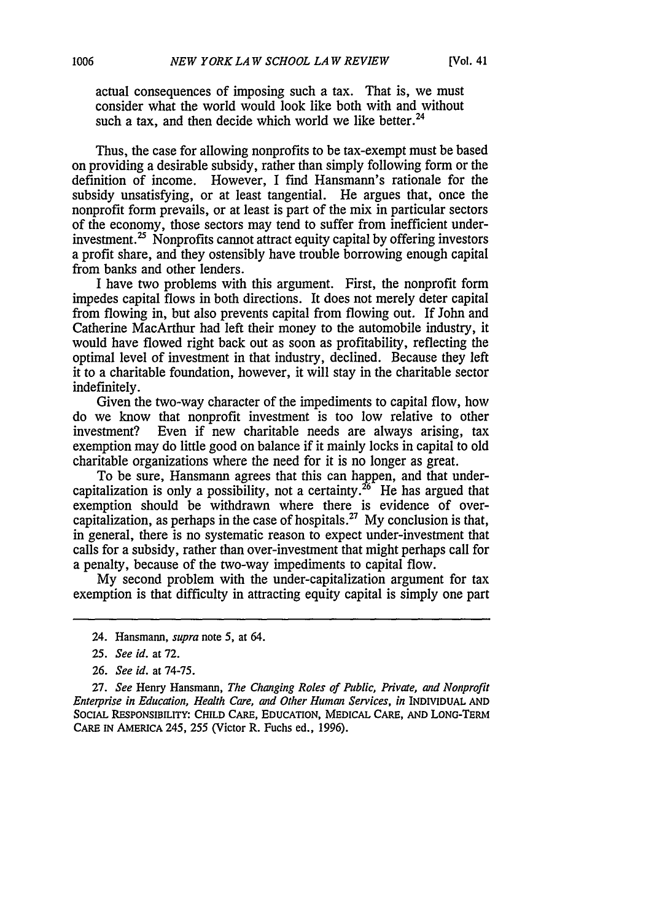actual consequences of imposing such a tax. That is, we must consider what the world would look like both with and without such a tax, and then decide which world we like better.[24]

Thus, the case for allowing nonprofits to be tax-exempt must be based on providing a desirable subsidy, rather than simply following form or the definition of income. However, I find Hansmann's rationale for the subsidy unsatisfying, or at least tangential. He argues that, once the nonprofit form prevails, or at least is part of the mix in particular sectors of the economy, those sectors may tend to suffer from inefficient under-investment.[25] Nonprofits cannot attract equity capital by offering investors a profit share, and they ostensibly have trouble borrowing enough capital from banks and other lenders.

I have two problems with this argument. First, the nonprofit form impedes capital flows in both directions. It does not merely deter capital from flowing in, but also prevents capital from flowing out. If John and Catherine MacArthur had left their money to the automobile industry, it would have flowed right back out as soon as profitability, reflecting the optimal level of investment in that industry, declined. Because they left it to a charitable foundation, however, it will stay in the charitable sector indefinitely.

Given the two-way character of the impediments to capital flow, how do we know that nonprofit investment is too low relative to other investment? Even if new charitable needs are always arising, tax exemption may do little good on balance if it mainly locks in capital to old charitable organizations where the need for it is no longer as great.

To be sure, Hansmann agrees that this can happen, and that under-capitalization is only a possibility, not a certainty.[26] He has argued that exemption should be withdrawn where there is evidence of over-capitalization, as perhaps in the case of hospitals.[27] My conclusion is that, in general, there is no systematic reason to expect under-investment that calls for a subsidy, rather than over-investment that might perhaps call for a penalty, because of the two-way impediments to capital flow.

My second problem with the under-capitalization argument for tax exemption is that difficulty in attracting equity capital is simply one part

---

24. Hansmann, *supra* note 5, at 64.

25. *See id.* at 72.

26. *See id.* at 74-75.

27. *See* Henry Hansmann, *The Changing Roles of Public, Private, and Nonprofit Enterprise in Education, Health Care, and Other Human Services*, *in* INDIVIDUAL AND SOCIAL RESPONSIBILITY: CHILD CARE, EDUCATION, MEDICAL CARE, AND LONG-TERM CARE IN AMERICA 245, 255 (Victor R. Fuchs ed., 1996).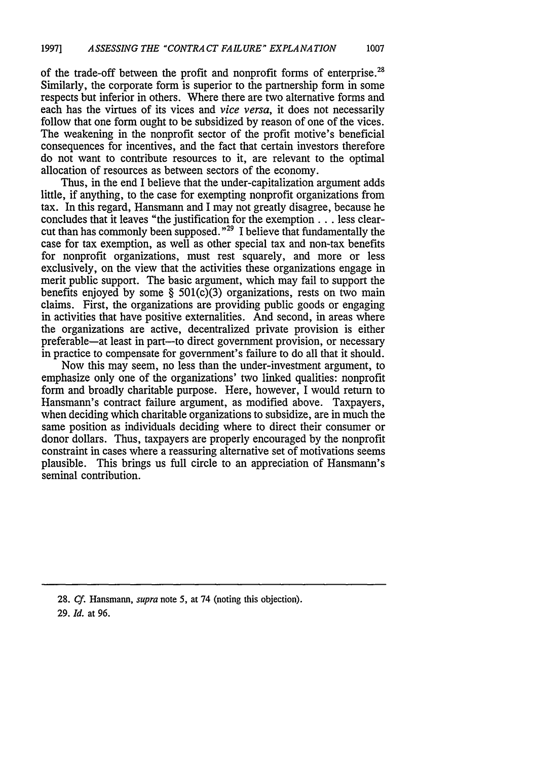of the trade-off between the profit and nonprofit forms of enterprise.[28] Similarly, the corporate form is superior to the partnership form in some respects but inferior in others. Where there are two alternative forms and each has the virtues of its vices and *vice versa*, it does not necessarily follow that one form ought to be subsidized by reason of one of the vices. The weakening in the nonprofit sector of the profit motive's beneficial consequences for incentives, and the fact that certain investors therefore do not want to contribute resources to it, are relevant to the optimal allocation of resources as between sectors of the economy.

Thus, in the end I believe that the under-capitalization argument adds little, if anything, to the case for exempting nonprofit organizations from tax. In this regard, Hansmann and I may not greatly disagree, because he concludes that it leaves "the justification for the exemption . . . less clear-cut than has commonly been supposed."[29] I believe that fundamentally the case for tax exemption, as well as other special tax and non-tax benefits for nonprofit organizations, must rest squarely, and more or less exclusively, on the view that the activities these organizations engage in merit public support. The basic argument, which may fail to support the benefits enjoyed by some § 501(c)(3) organizations, rests on two main claims. First, the organizations are providing public goods or engaging in activities that have positive externalities. And second, in areas where the organizations are active, decentralized private provision is either preferable—at least in part—to direct government provision, or necessary in practice to compensate for government's failure to do all that it should.

Now this may seem, no less than the under-investment argument, to emphasize only one of the organizations' two linked qualities: nonprofit form and broadly charitable purpose. Here, however, I would return to Hansmann's contract failure argument, as modified above. Taxpayers, when deciding which charitable organizations to subsidize, are in much the same position as individuals deciding where to direct their consumer or donor dollars. Thus, taxpayers are properly encouraged by the nonprofit constraint in cases where a reassuring alternative set of motivations seems plausible. This brings us full circle to an appreciation of Hansmann's seminal contribution.

---

28. *Cf.* Hansmann, *supra* note 5, at 74 (noting this objection).

29. *Id.* at 96.